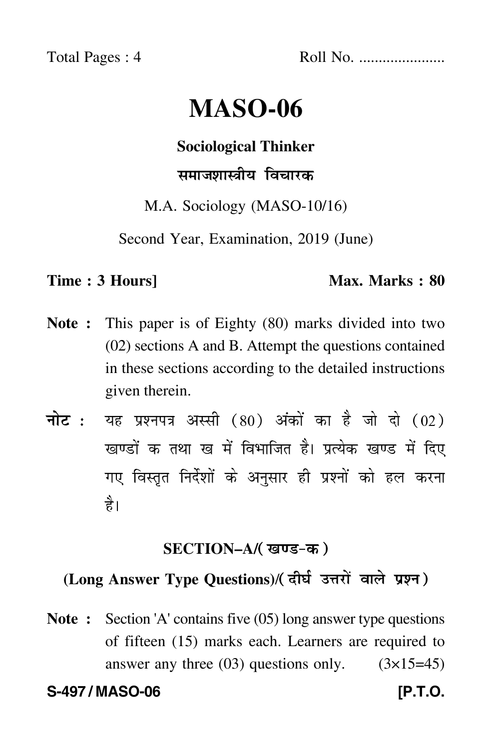Total Pages : 4 Roll No. .....................

# MASO-06

**Sociological Thinker**

**समाजशास्त्रीय विचारक**

M.A. Sociology (MASO-10/16)

Second Year, Examination, 2019 (June)

**Time : 3 Hours] Max. Marks : 80**

**Note :** This paper is of Eighty (80) marks divided into two (02) sections A and B. Attempt the questions contained in these sections according to the detailed instructions given therein.

**नोट :** यह प्रश्नपत्र अस्सी (80) अंकों का है जो दो (02) खण्डों क तथा ख में विभाजित है। प्रत्येक खण्ड में दिए गए विस्तृत निर्देशों के अनुसार ही प्रश्नों को हल करना है।

## SECTION–A/(खण्ड-क)

### (Long Answer Type Questions)/(दीर्घ उत्तरों वाले प्रश्न)

**Note :** Section 'A' contains five (05) long answer type questions of fifteen (15) marks each. Learners are required to answer any three (03) questions only. (3×15=45)

**S-497 / MASO-06 [P.T.O.**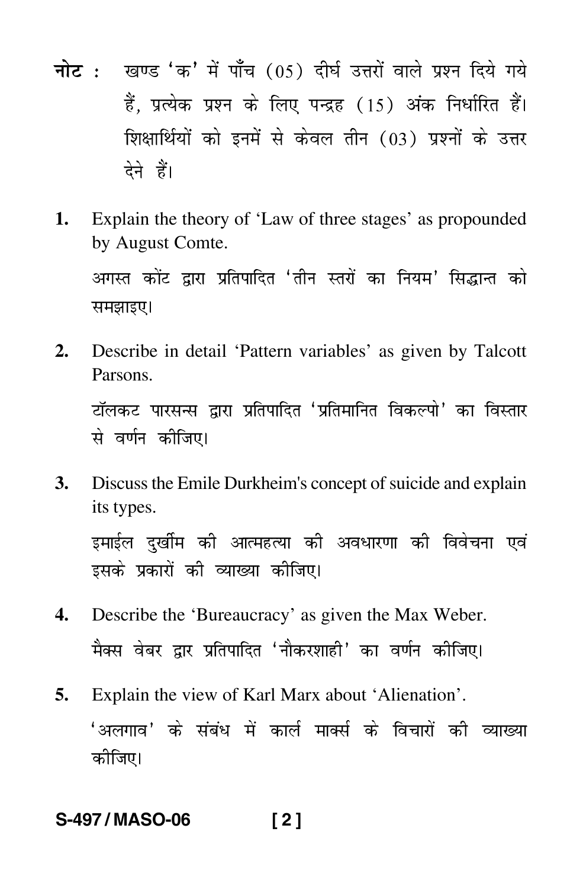**नोट :** खण्ड 'क' में पाँच (05) दीर्घ उत्तरों वाले प्रश्न दिये गये हैं, प्रत्येक प्रश्न के लिए पन्द्रह (15) अंक निर्धारित हैं। शिक्षार्थियों को इनमें से केवल तीन (03) प्रश्नों के उत्तर देने हैं।

**1.** Explain the theory of 'Law of three stages' as propounded by August Comte.

अगस्त कोंट द्वारा प्रतिपादित 'तीन स्तरों का नियम' सिद्धान्त को समझाइए।

**2.** Describe in detail 'Pattern variables' as given by Talcott Parsons.

टॉलकट पारसन्स द्वारा प्रतिपादित 'प्रतिमानित विकल्पो' का विस्तार से वर्णन कीजिए।

**3.** Discuss the Emile Durkheim's concept of suicide and explain its types.

इमाईल दुर्खीम की आत्महत्या की अवधारणा की विवेचना एवं इसके प्रकारों की व्याख्या कीजिए।

**4.** Describe the 'Bureaucracy' as given the Max Weber.

मैक्स वेबर द्वार प्रतिपादित 'नौकरशाही' का वर्णन कीजिए।

**5.** Explain the view of Karl Marx about 'Alienation'.

'अलगाव' के संबंध में कार्ल मार्क्स के विचारों की व्याख्या कीजिए।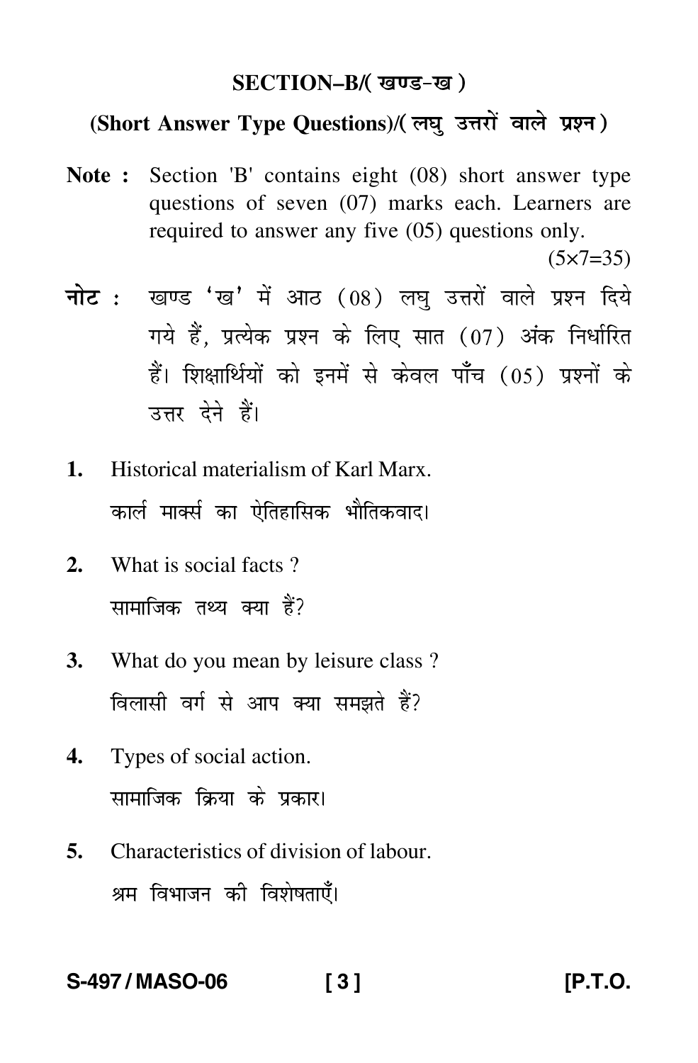## SECTION–B/( खण्ड-ख )

### (Short Answer Type Questions)/( लघु उत्तरों वाले प्रश्न )

**Note :** Section 'B' contains eight (08) short answer type questions of seven (07) marks each. Learners are required to answer any five (05) questions only.

(5×7=35)

**नोट :** खण्ड 'ख' में आठ (08) लघु उत्तरों वाले प्रश्न दिये गये हैं, प्रत्येक प्रश्न के लिए सात (07) अंक निर्धारित हैं। शिक्षार्थियों को इनमें से केवल पाँच (05) प्रश्नों के उत्तर देने हैं।

1. Historical materialism of Karl Marx.

   कार्ल मार्क्स का ऐतिहासिक भौतिकवाद।

2. What is social facts ?

   सामाजिक तथ्य क्या हैं?

3. What do you mean by leisure class ?

   विलासी वर्ग से आप क्या समझते हैं?

4. Types of social action.

   सामाजिक क्रिया के प्रकार।

5. Characteristics of division of labour.

   श्रम विभाजन की विशेषताएँ।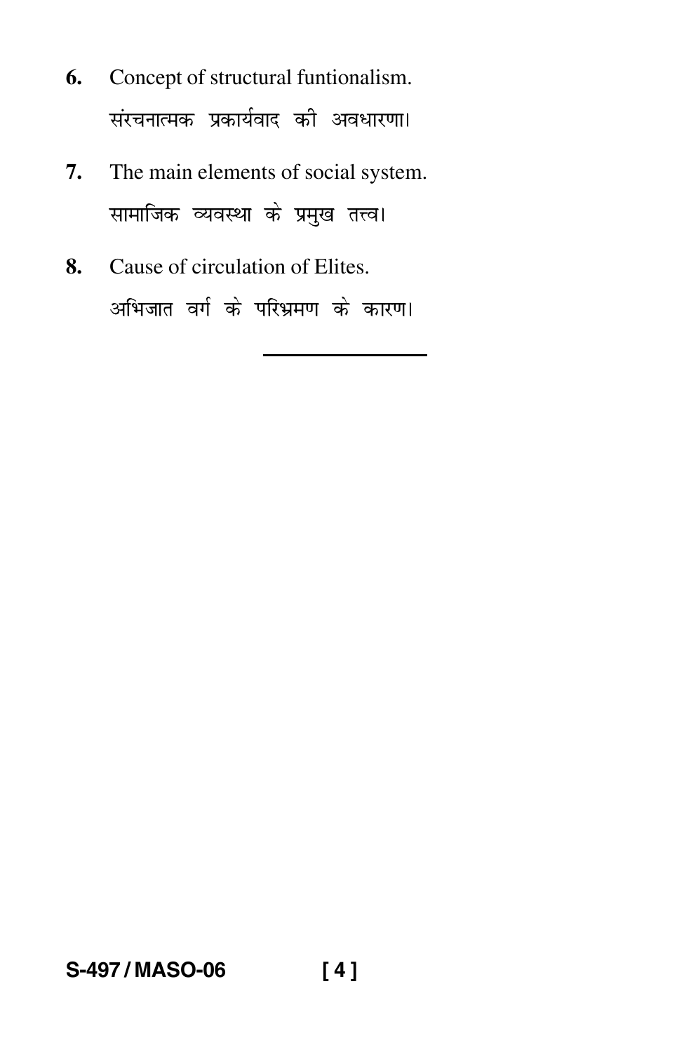**6.** Concept of structural funtionalism.

संरचनात्मक प्रकार्यवाद की अवधारणा।

**7.** The main elements of social system.

सामाजिक व्यवस्था के प्रमुख तत्त्व।

**8.** Cause of circulation of Elites.

अभिजात वर्ग के परिभ्रमण के कारण।

---